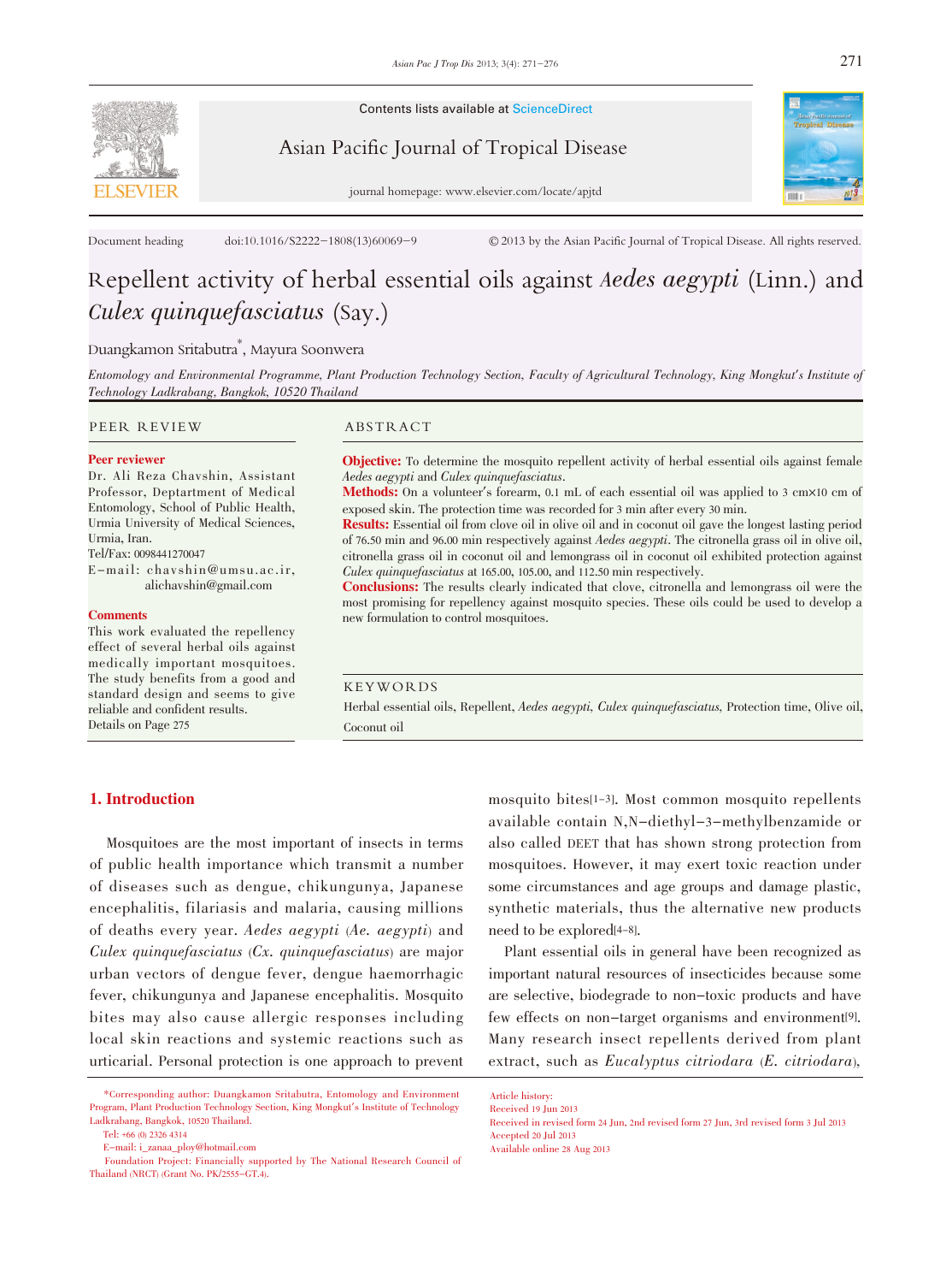Contents lists available at ScienceDirect

Asian Pacific Journal of Tropical Disease

journal homepage: www.elsevier.com/locate/apjtd

Document heading doi:10.1016/S2222-1808(13)60069-9 © 2013 by the Asian Pacific Journal of Tropical Disease. All rights reserved.

# Repellent activity of herbal essential oils against *Aedes aegypti* (Linn.) and *Culex quinquefasciatus* (Say.)

Duangkamon Sritabutra[*], Mayura Soonwera

*Entomology and Environmental Programme, Plant Production Technology Section, Faculty of Agricultural Technology, King Mongkut's Institute of Technology Ladkrabang, Bangkok, 10520 Thailand*

## PEER REVIEW

**Peer reviewer**

Dr. Ali Reza Chavshin, Assistant Professor, Deptartment of Medical Entomology, School of Public Health, Urmia University of Medical Sciences, Urmia, Iran.
Tel/Fax: 0098441270047
E-mail: chavshin@umsu.ac.ir, alichavshin@gmail.com

**Comments**

This work evaluated the repellency effect of several herbal oils against medically important mosquitoes. The study benefits from a good and standard design and seems to give reliable and confident results.
Details on Page 275

## ABSTRACT

**Objective:** To determine the mosquito repellent activity of herbal essential oils against female *Aedes aegypti* and *Culex quinquefasciatus*.
**Methods:** On a volunteer's forearm, 0.1 mL of each essential oil was applied to 3 cm×10 cm of exposed skin. The protection time was recorded for 3 min after every 30 min.
**Results:** Essential oil from clove oil in olive oil and in coconut oil gave the longest lasting period of 76.50 min and 96.00 min respectively against *Aedes aegypti*. The citronella grass oil in olive oil, citronella grass oil in coconut oil and lemongrass oil in coconut oil exhibited protection against *Culex quinquefasciatus* at 165.00, 105.00, and 112.50 min respectively.
**Conclusions:** The results clearly indicated that clove, citronella and lemongrass oil were the most promising for repellency against mosquito species. These oils could be used to develop a new formulation to control mosquitoes.

## KEYWORDS

Herbal essential oils, Repellent, *Aedes aegypti*, *Culex quinquefasciatus*, Protection time, Olive oil, Coconut oil

## 1. Introduction

Mosquitoes are the most important of insects in terms of public health importance which transmit a number of diseases such as dengue, chikungunya, Japanese encephalitis, filariasis and malaria, causing millions of deaths every year. *Aedes aegypti* (*Ae. aegypti*) and *Culex quinquefasciatus* (*Cx. quinquefasciatus*) are major urban vectors of dengue fever, dengue haemorrhagic fever, chikungunya and Japanese encephalitis. Mosquito bites may also cause allergic responses including local skin reactions and systemic reactions such as urticarial. Personal protection is one approach to prevent mosquito bites[1-3]. Most common mosquito repellents available contain N,N-diethyl-3-methylbenzamide or also called DEET that has shown strong protection from mosquitoes. However, it may exert toxic reaction under some circumstances and age groups and damage plastic, synthetic materials, thus the alternative new products need to be explored[4-8].

Plant essential oils in general have been recognized as important natural resources of insecticides because some are selective, biodegrade to non-toxic products and have few effects on non-target organisms and environment[9]. Many research insect repellents derived from plant extract, such as *Eucalyptus citriodara* (*E. citriodara*),

*Corresponding author: Duangkamon Sritabutra, Entomology and Environment Program, Plant Production Technology Section, King Mongkut's Institute of Technology Ladkrabang, Bangkok, 10520 Thailand.
Tel: +66 (0) 2326 4314
E-mail: i_zanaa_ploy@hotmail.com
Foundation Project: Financially supported by The National Research Council of Thailand (NRCT) (Grant No. PK/2555-GT.4).

Article history:
Received 19 Jun 2013
Received in revised form 24 Jun, 2nd revised form 27 Jun, 3rd revised form 3 Jul 2013
Accepted 20 Jul 2013
Available online 28 Aug 2013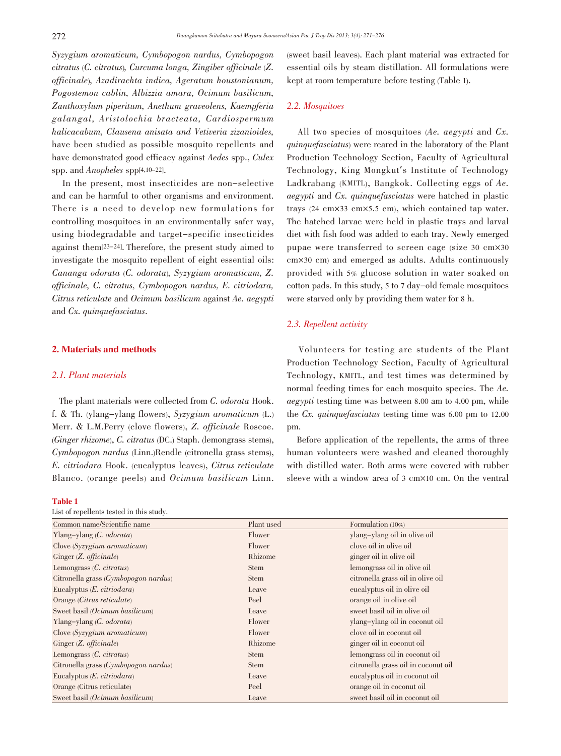*Syzygium aromaticum*, *Cymbopogon nardus*, *Cymbopogon citratus* (*C. citratus*), *Curcuma longa*, *Zingiber officinale* (*Z. officinale*), *Azadirachta indica*, *Ageratum houstonianum*, *Pogostemon cablin*, *Albizzia amara*, *Ocimum basilicum*, *Zanthoxylum piperitum*, *Anethum graveolens*, *Kaempferia galangal*, *Aristolochia bracteata*, *Cardiospermum halicacabum*, *Clausena anisata and Vetiveria zizanioides*, have been studied as possible mosquito repellents and have demonstrated good efficacy against *Aedes* spp., *Culex* spp. and *Anopheles* spp[4,10–22].

In the present, most insecticides are non-selective and can be harmful to other organisms and environment. There is a need to develop new formulations for controlling mosquitoes in an environmentally safer way, using biodegradable and target-specific insecticides against them[23–24]. Therefore, the present study aimed to investigate the mosquito repellent of eight essential oils: *Cananga odorata* (*C. odorata*), *Syzygium aromaticum*, *Z. officinale*, *C. citratus*, *Cymbopogon nardus*, *E. citriodara*, *Citrus reticulate* and *Ocimum basilicum* against *Ae. aegypti* and *Cx. quinquefasciatus*.

## 2. Materials and methods

### 2.1. Plant materials

The plant materials were collected from *C. odorata* Hook. f. & Th. (ylang-ylang flowers), *Syzygium aromaticum* (L.) Merr. & L.M.Perry (clove flowers), *Z. officinale* Roscoe. (*Ginger rhizome*), *C. citratus* (DC.) Staph. (lemongrass stems), *Cymbopogon nardus* (Linn.)Rendle (citronella grass stems), *E. citriodara* Hook. (eucalyptus leaves), *Citrus reticulate* Blanco. (orange peels) and *Ocimum basilicum* Linn. (sweet basil leaves). Each plant material was extracted for essential oils by steam distillation. All formulations were kept at room temperature before testing (Table 1).

**Table 1**
List of repellents tested in this study.

| Common name/Scientific name | Plant used | Formulation (10%) |
|---|---|---|
| Ylang-ylang (*C. odorata*) | Flower | ylang-ylang oil in olive oil |
| Clove (*Syzygium aromaticum*) | Flower | clove oil in olive oil |
| Ginger (*Z. officinale*) | Rhizome | ginger oil in olive oil |
| Lemongrass (*C. citratus*) | Stem | lemongrass oil in olive oil |
| Citronella grass (*Cymbopogon nardus*) | Stem | citronella grass oil in olive oil |
| Eucalyptus (*E. citriodara*) | Leave | eucalyptus oil in olive oil |
| Orange (*Citrus reticulate*) | Peel | orange oil in olive oil |
| Sweet basil (*Ocimum basilicum*) | Leave | sweet basil oil in olive oil |
| Ylang-ylang (*C. odorata*) | Flower | ylang-ylang oil in coconut oil |
| Clove (*Syzygium aromaticum*) | Flower | clove oil in coconut oil |
| Ginger (*Z. officinale*) | Rhizome | ginger oil in coconut oil |
| Lemongrass (*C. citratus*) | Stem | lemongrass oil in coconut oil |
| Citronella grass (*Cymbopogon nardus*) | Stem | citronella grass oil in coconut oil |
| Eucalyptus (*E. citriodara*) | Leave | eucalyptus oil in coconut oil |
| Orange (Citrus reticulate) | Peel | orange oil in coconut oil |
| Sweet basil (*Ocimum basilicum*) | Leave | sweet basil oil in coconut oil |

### 2.2. Mosquitoes

All two species of mosquitoes (*Ae. aegypti* and *Cx. quinquefasciatus*) were reared in the laboratory of the Plant Production Technology Section, Faculty of Agricultural Technology, King Mongkut's Institute of Technology Ladkrabang (KMITL), Bangkok. Collecting eggs of *Ae. aegypti* and *Cx. quinquefasciatus* were hatched in plastic trays (24 cm×33 cm×5.5 cm), which contained tap water. The hatched larvae were held in plastic trays and larval diet with fish food was added to each tray. Newly emerged pupae were transferred to screen cage (size 30 cm×30 cm×30 cm) and emerged as adults. Adults continuously provided with 5% glucose solution in water soaked on cotton pads. In this study, 5 to 7 day-old female mosquitoes were starved only by providing them water for 8 h.

### 2.3. Repellent activity

Volunteers for testing are students of the Plant Production Technology Section, Faculty of Agricultural Technology, KMITL, and test times was determined by normal feeding times for each mosquito species. The *Ae. aegypti* testing time was between 8.00 am to 4.00 pm, while the *Cx. quinquefasciatus* testing time was 6.00 pm to 12.00 pm.

Before application of the repellents, the arms of three human volunteers were washed and cleaned thoroughly with distilled water. Both arms were covered with rubber sleeve with a window area of 3 cm×10 cm. On the ventral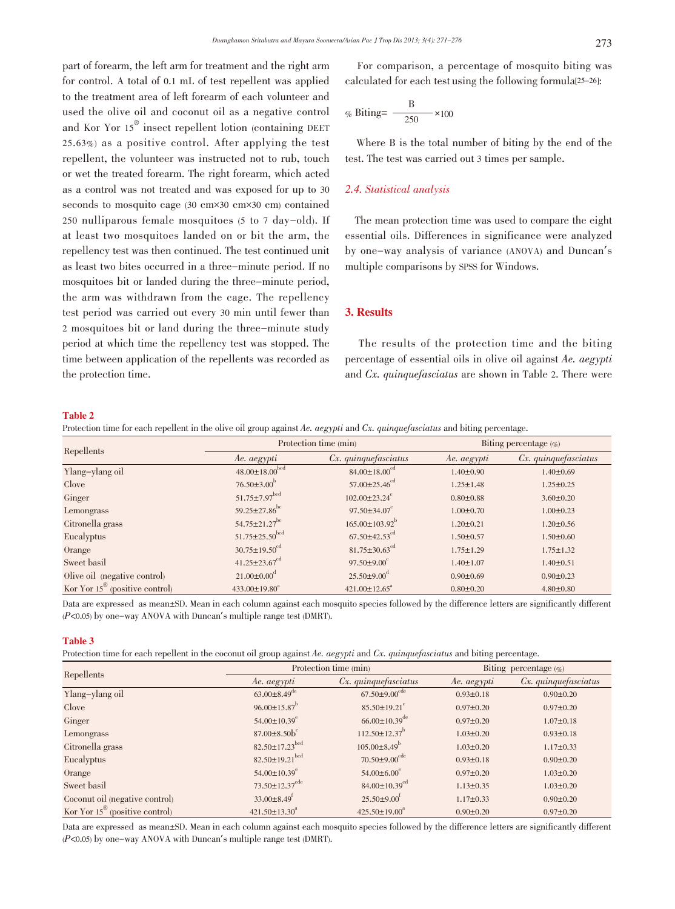part of forearm, the left arm for treatment and the right arm for control. A total of 0.1 mL of test repellent was applied to the treatment area of left forearm of each volunteer and used the olive oil and coconut oil as a negative control and Kor Yor 15® insect repellent lotion (containing DEET 25.63%) as a positive control. After applying the test repellent, the volunteer was instructed not to rub, touch or wet the treated forearm. The right forearm, which acted as a control was not treated and was exposed for up to 30 seconds to mosquito cage (30 cm×30 cm×30 cm) contained 250 nulliparous female mosquitoes (5 to 7 day-old). If at least two mosquitoes landed on or bit the arm, the repellency test was then continued. The test continued unit as least two bites occurred in a three-minute period. If no mosquitoes bit or landed during the three-minute period, the arm was withdrawn from the cage. The repellency test period was carried out every 30 min until fewer than 2 mosquitoes bit or land during the three-minute study period at which time the repellency test was stopped. The time between application of the repellents was recorded as the protection time.

For comparison, a percentage of mosquito biting was calculated for each test using the following formula[25-26]:

$$\% \text{ Biting} = \frac{B}{250} \times 100$$

Where B is the total number of biting by the end of the test. The test was carried out 3 times per sample.

### 2.4. Statistical analysis

The mean protection time was used to compare the eight essential oils. Differences in significance were analyzed by one-way analysis of variance (ANOVA) and Duncan's multiple comparisons by SPSS for Windows.

## 3. Results

The results of the protection time and the biting percentage of essential oils in olive oil against *Ae. aegypti* and *Cx. quinquefasciatus* are shown in Table 2. There were

**Table 2**

Protection time for each repellent in the olive oil group against *Ae. aegypti* and *Cx. quinquefasciatus* and biting percentage.

| Repellents | Protection time (min) | | Biting percentage (%) | |
|---|---|---|---|---|
| | *Ae. aegypti* | *Cx. quinquefasciatus* | *Ae. aegypti* | *Cx. quinquefasciatus* |
| Ylang-ylang oil | 48.00±18.00$^{bcd}$ | 84.00±18.00$^{cd}$ | 1.40±0.90 | 1.40±0.69 |
| Clove | 76.50±3.00$^{b}$ | 57.00±25.46$^{cd}$ | 1.25±1.48 | 1.25±0.25 |
| Ginger | 51.75±7.97$^{bcd}$ | 102.00±23.24$^{c}$ | 0.80±0.88 | 3.60±0.20 |
| Lemongrass | 59.25±27.86$^{bc}$ | 97.50±34.07$^{c}$ | 1.00±0.70 | 1.00±0.23 |
| Citronella grass | 54.75±21.27$^{bc}$ | 165.00±103.92$^{b}$ | 1.20±0.21 | 1.20±0.56 |
| Eucalyptus | 51.75±25.50$^{bcd}$ | 67.50±42.53$^{cd}$ | 1.50±0.57 | 1.50±0.60 |
| Orange | 30.75±19.50$^{cd}$ | 81.75±30.63$^{cd}$ | 1.75±1.29 | 1.75±1.32 |
| Sweet basil | 41.25±23.67$^{cd}$ | 97.50±9.00$^{c}$ | 1.40±1.07 | 1.40±0.51 |
| Olive oil (negative control) | 21.00±0.00$^{d}$ | 25.50±9.00$^{d}$ | 0.90±0.69 | 0.90±0.23 |
| Kor Yor 15® (positive control) | 433.00±19.80$^{a}$ | 421.00±12.65$^{a}$ | 0.80±0.20 | 4.80±0.80 |

Data are expressed as mean±SD. Mean in each column against each mosquito species followed by the difference letters are significantly different ($P$<0.05) by one-way ANOVA with Duncan's multiple range test (DMRT).

**Table 3**

Protection time for each repellent in the coconut oil group against *Ae. aegypti* and *Cx. quinquefasciatus* and biting percentage.

| Repellents | Protection time (min) | | Biting percentage (%) | |
|---|---|---|---|---|
| | *Ae. aegypti* | *Cx. quinquefasciatus* | *Ae. aegypti* | *Cx. quinquefasciatus* |
| Ylang-ylang oil | 63.00±8.49$^{de}$ | 67.50±9.00$^{cde}$ | 0.93±0.18 | 0.90±0.20 |
| Clove | 96.00±15.87$^{b}$ | 85.50±19.21$^{c}$ | 0.97±0.20 | 0.97±0.20 |
| Ginger | 54.00±10.39$^{e}$ | 66.00±10.39$^{de}$ | 0.97±0.20 | 1.07±0.18 |
| Lemongrass | 87.00±8.50b$^{c}$ | 112.50±12.37$^{b}$ | 1.03±0.20 | 0.93±0.18 |
| Citronella grass | 82.50±17.23$^{bcd}$ | 105.00±8.49$^{b}$ | 1.03±0.20 | 1.17±0.33 |
| Eucalyptus | 82.50±19.21$^{bcd}$ | 70.50±9.00$^{cde}$ | 0.93±0.18 | 0.90±0.20 |
| Orange | 54.00±10.39$^{e}$ | 54.00±6.00$^{e}$ | 0.97±0.20 | 1.03±0.20 |
| Sweet basil | 73.50±12.37$^{cde}$ | 84.00±10.39$^{cd}$ | 1.13±0.35 | 1.03±0.20 |
| Coconut oil (negative control) | 33.00±8.49$^{f}$ | 25.50±9.00$^{f}$ | 1.17±0.33 | 0.90±0.20 |
| Kor Yor 15® (positive control) | 421.50±13.30$^{a}$ | 425.50±19.00$^{a}$ | 0.90±0.20 | 0.97±0.20 |

Data are expressed as mean±SD. Mean in each column against each mosquito species followed by the difference letters are significantly different ($P$<0.05) by one-way ANOVA with Duncan's multiple range test (DMRT).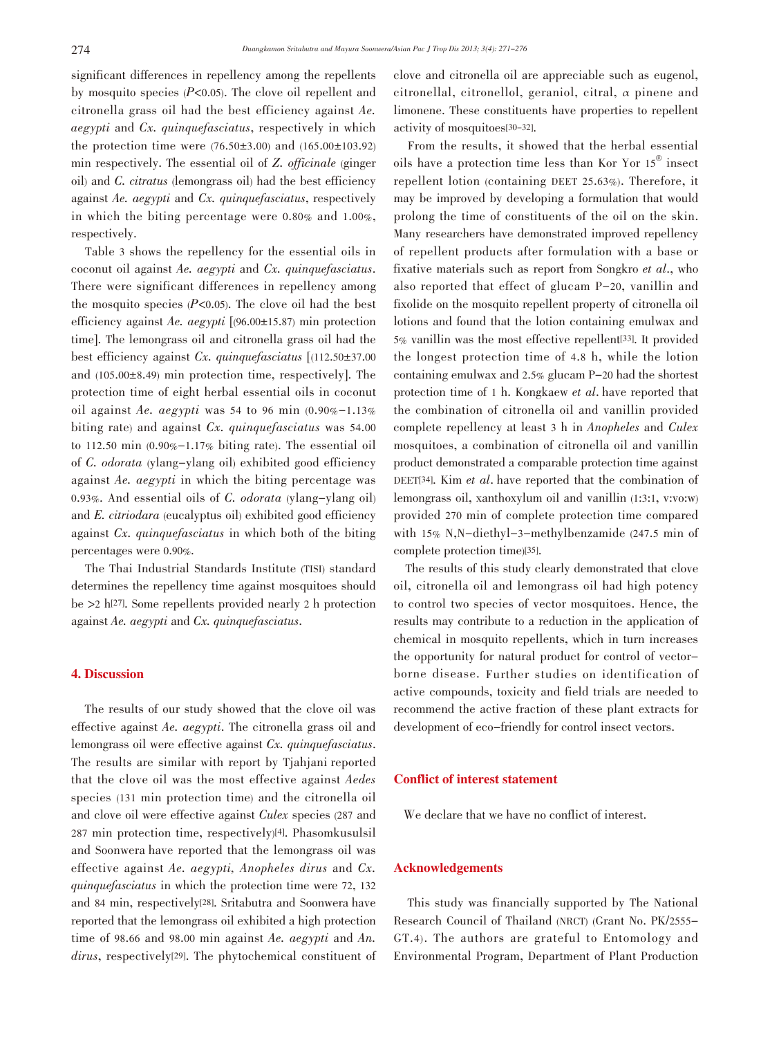significant differences in repellency among the repellents by mosquito species ($P$<0.05). The clove oil repellent and citronella grass oil had the best efficiency against *Ae. aegypti* and *Cx. quinquefasciatus*, respectively in which the protection time were (76.50±3.00) and (165.00±103.92) min respectively. The essential oil of *Z. officinale* (ginger oil) and *C. citratus* (lemongrass oil) had the best efficiency against *Ae. aegypti* and *Cx. quinquefasciatus*, respectively in which the biting percentage were 0.80% and 1.00%, respectively.

Table 3 shows the repellency for the essential oils in coconut oil against *Ae. aegypti* and *Cx. quinquefasciatus*. There were significant differences in repellency among the mosquito species ($P$<0.05). The clove oil had the best efficiency against *Ae. aegypti* [(96.00±15.87) min protection time]. The lemongrass oil and citronella grass oil had the best efficiency against *Cx. quinquefasciatus* [(112.50±37.00 and (105.00±8.49) min protection time, respectively]. The protection time of eight herbal essential oils in coconut oil against *Ae. aegypti* was 54 to 96 min (0.90%–1.13% biting rate) and against *Cx. quinquefasciatus* was 54.00 to 112.50 min (0.90%–1.17% biting rate). The essential oil of *C. odorata* (ylang-ylang oil) exhibited good efficiency against *Ae. aegypti* in which the biting percentage was 0.93%. And essential oils of *C. odorata* (ylang-ylang oil) and *E. citriodara* (eucalyptus oil) exhibited good efficiency against *Cx. quinquefasciatus* in which both of the biting percentages were 0.90%.

The Thai Industrial Standards Institute (TISI) standard determines the repellency time against mosquitoes should be >2 h[27]. Some repellents provided nearly 2 h protection against *Ae. aegypti* and *Cx. quinquefasciatus*.

## 4. Discussion

The results of our study showed that the clove oil was effective against *Ae. aegypti*. The citronella grass oil and lemongrass oil were effective against *Cx. quinquefasciatus*. The results are similar with report by Tjahjani reported that the clove oil was the most effective against *Aedes* species (131 min protection time) and the citronella oil and clove oil were effective against *Culex* species (287 and 287 min protection time, respectively)[4]. Phasomkusulsil and Soonwera have reported that the lemongrass oil was effective against *Ae. aegypti, Anopheles dirus* and *Cx. quinquefasciatus* in which the protection time were 72, 132 and 84 min, respectively[28]. Sritabutra and Soonwera have reported that the lemongrass oil exhibited a high protection time of 98.66 and 98.00 min against *Ae. aegypti* and *An. dirus*, respectively[29]. The phytochemical constituent of clove and citronella oil are appreciable such as eugenol, citronellal, citronellol, geraniol, citral, α pinene and limonene. These constituents have properties to repellent activity of mosquitoes[30–32].

From the results, it showed that the herbal essential oils have a protection time less than Kor Yor 15® insect repellent lotion (containing DEET 25.63%). Therefore, it may be improved by developing a formulation that would prolong the time of constituents of the oil on the skin. Many researchers have demonstrated improved repellency of repellent products after formulation with a base or fixative materials such as report from Songkro *et al*., who also reported that effect of glucam P-20, vanillin and fixolide on the mosquito repellent property of citronella oil lotions and found that the lotion containing emulwax and 5% vanillin was the most effective repellent[33]. It provided the longest protection time of 4.8 h, while the lotion containing emulwax and 2.5% glucam P-20 had the shortest protection time of 1 h. Kongkaew *et al*. have reported that the combination of citronella oil and vanillin provided complete repellency at least 3 h in *Anopheles* and *Culex* mosquitoes, a combination of citronella oil and vanillin product demonstrated a comparable protection time against DEET[34]. Kim *et al*. have reported that the combination of lemongrass oil, xanthoxylum oil and vanillin (1:3:1, v:vo:w) provided 270 min of complete protection time compared with 15% N,N-diethyl-3-methylbenzamide (247.5 min of complete protection time)[35].

The results of this study clearly demonstrated that clove oil, citronella oil and lemongrass oil had high potency to control two species of vector mosquitoes. Hence, the results may contribute to a reduction in the application of chemical in mosquito repellents, which in turn increases the opportunity for natural product for control of vector-borne disease. Further studies on identification of active compounds, toxicity and field trials are needed to recommend the active fraction of these plant extracts for development of eco-friendly for control insect vectors.

## Conflict of interest statement

We declare that we have no conflict of interest.

## Acknowledgements

This study was financially supported by The National Research Council of Thailand (NRCT) (Grant No. PK/2555-GT.4). The authors are grateful to Entomology and Environmental Program, Department of Plant Production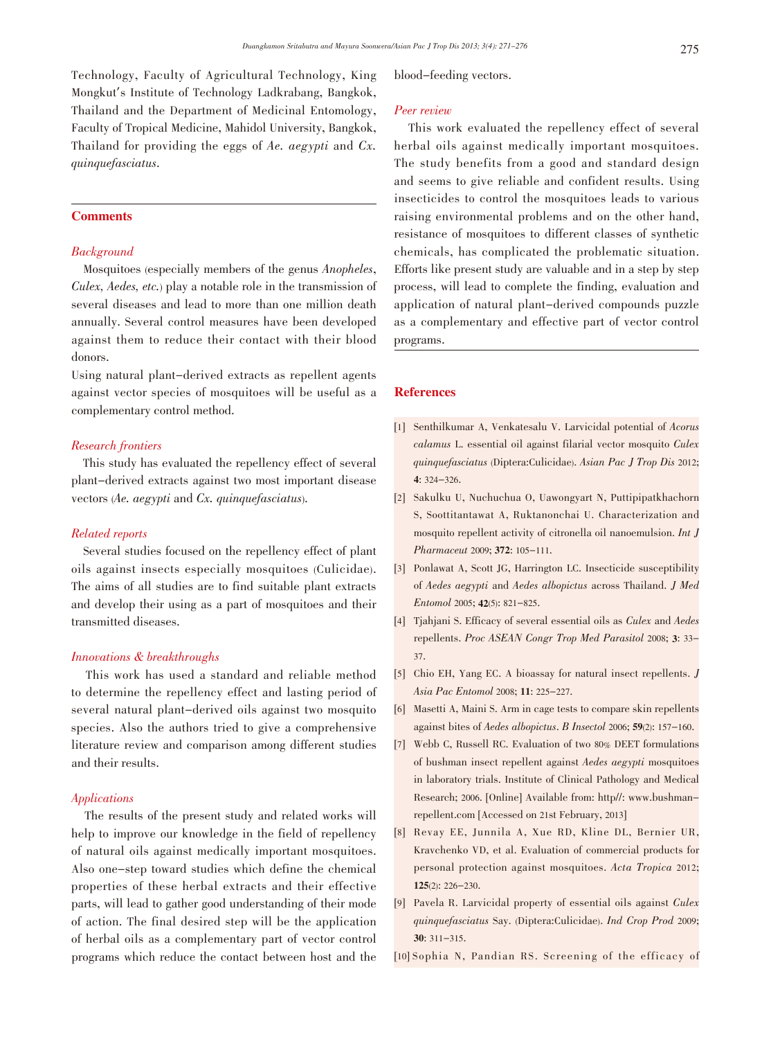Technology, Faculty of Agricultural Technology, King Mongkut's Institute of Technology Ladkrabang, Bangkok, Thailand and the Department of Medicinal Entomology, Faculty of Tropical Medicine, Mahidol University, Bangkok, Thailand for providing the eggs of *Ae. aegypti* and *Cx. quinquefasciatus*.

## Comments

### *Background*

Mosquitoes (especially members of the genus *Anopheles*, *Culex*, *Aedes*, *etc.*) play a notable role in the transmission of several diseases and lead to more than one million death annually. Several control measures have been developed against them to reduce their contact with their blood donors.

Using natural plant-derived extracts as repellent agents against vector species of mosquitoes will be useful as a complementary control method.

### *Research frontiers*

This study has evaluated the repellency effect of several plant-derived extracts against two most important disease vectors (*Ae. aegypti* and *Cx. quinquefasciatus*).

### *Related reports*

Several studies focused on the repellency effect of plant oils against insects especially mosquitoes (Culicidae). The aims of all studies are to find suitable plant extracts and develop their using as a part of mosquitoes and their transmitted diseases.

### *Innovations & breakthroughs*

This work has used a standard and reliable method to determine the repellency effect and lasting period of several natural plant-derived oils against two mosquito species. Also the authors tried to give a comprehensive literature review and comparison among different studies and their results.

### *Applications*

The results of the present study and related works will help to improve our knowledge in the field of repellency of natural oils against medically important mosquitoes. Also one-step toward studies which define the chemical properties of these herbal extracts and their effective parts, will lead to gather good understanding of their mode of action. The final desired step will be the application of herbal oils as a complementary part of vector control programs which reduce the contact between host and the blood-feeding vectors.

### *Peer review*

This work evaluated the repellency effect of several herbal oils against medically important mosquitoes. The study benefits from a good and standard design and seems to give reliable and confident results. Using insecticides to control the mosquitoes leads to various raising environmental problems and on the other hand, resistance of mosquitoes to different classes of synthetic chemicals, has complicated the problematic situation. Efforts like present study are valuable and in a step by step process, will lead to complete the finding, evaluation and application of natural plant-derived compounds puzzle as a complementary and effective part of vector control programs.

## References

[1] Senthilkumar A, Venkatesalu V. Larvicidal potential of *Acorus calamus* L. essential oil against filarial vector mosquito *Culex quinquefasciatus* (Diptera:Culicidae). *Asian Pac J Trop Dis* 2012; **4**: 324-326.

[2] Sakulku U, Nuchuchua O, Uawongyart N, Puttipipatkhachorn S, Soottitantawat A, Ruktanonchai U. Characterization and mosquito repellent activity of citronella oil nanoemulsion. *Int J Pharmaceut* 2009; **372**: 105-111.

[3] Ponlawat A, Scott JG, Harrington LC. Insecticide susceptibility of *Aedes aegypti* and *Aedes albopictus* across Thailand. *J Med Entomol* 2005; **42**(5): 821-825.

[4] Tjahjani S. Efficacy of several essential oils as *Culex* and *Aedes* repellents. *Proc ASEAN Congr Trop Med Parasitol* 2008; **3**: 33-37.

[5] Chio EH, Yang EC. A bioassay for natural insect repellents. *J Asia Pac Entomol* 2008; **11**: 225-227.

[6] Masetti A, Maini S. Arm in cage tests to compare skin repellents against bites of *Aedes albopictus*. *B Insectol* 2006; **59**(2): 157-160.

[7] Webb C, Russell RC. Evaluation of two 80% DEET formulations of bushman insect repellent against *Aedes aegypti* mosquitoes in laboratory trials. Institute of Clinical Pathology and Medical Research; 2006. [Online] Available from: http//: www.bushman-repellent.com [Accessed on 21st February, 2013]

[8] Revay EE, Junnila A, Xue RD, Kline DL, Bernier UR, Kravchenko VD, et al. Evaluation of commercial products for personal protection against mosquitoes. *Acta Tropica* 2012; **125**(2): 226-230.

[9] Pavela R. Larvicidal property of essential oils against *Culex quinquefasciatus* Say. (Diptera:Culicidae). *Ind Crop Prod* 2009; **30**: 311-315.

[10] Sophia N, Pandian RS. Screening of the efficacy of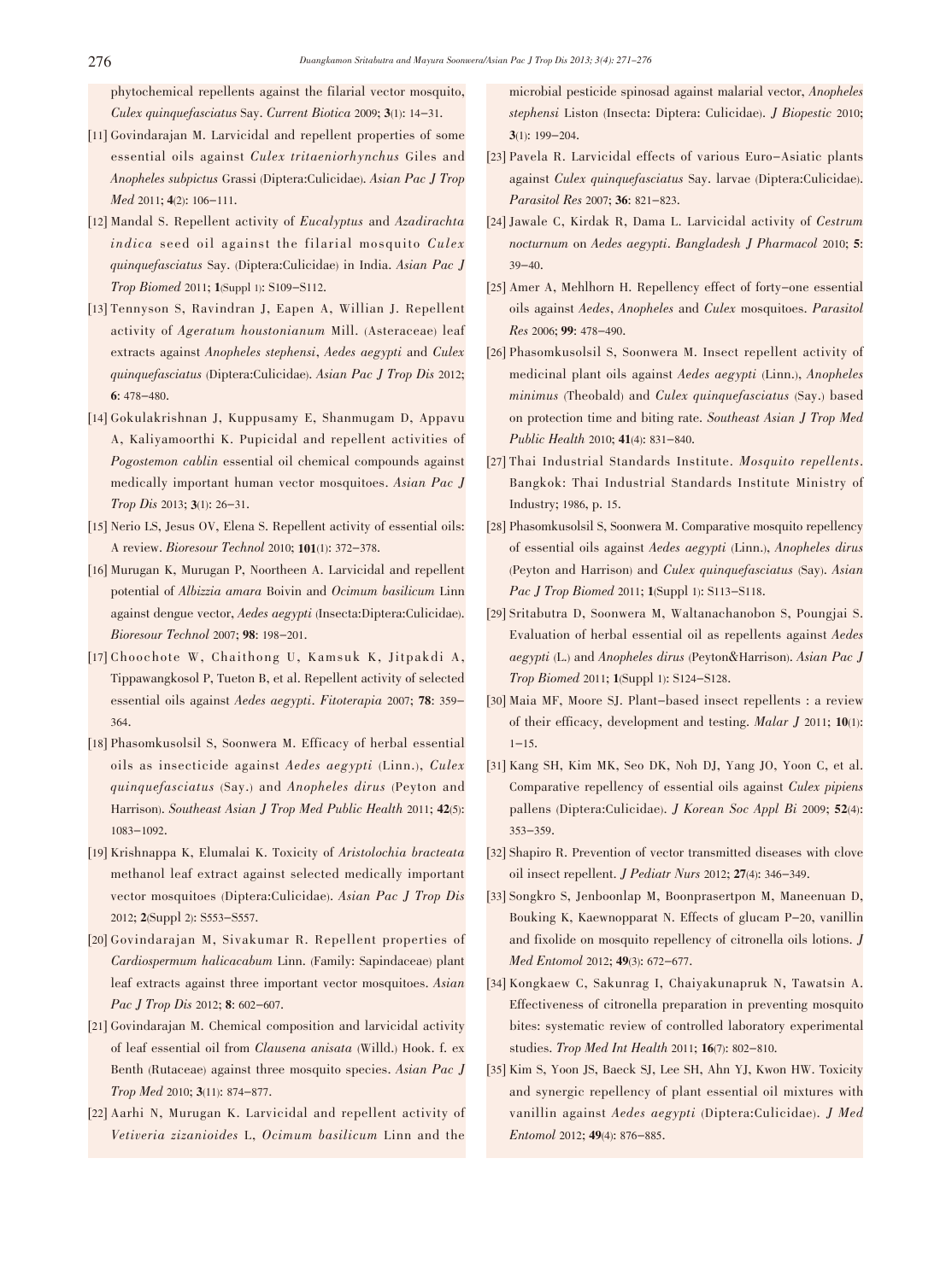phytochemical repellents against the filarial vector mosquito, *Culex quinquefasciatus* Say. *Current Biotica* 2009; **3**(1): 14–31.

[11] Govindarajan M. Larvicidal and repellent properties of some essential oils against *Culex tritaeniorhynchus* Giles and *Anopheles subpictus* Grassi (Diptera:Culicidae). *Asian Pac J Trop Med* 2011; **4**(2): 106–111.

[12] Mandal S. Repellent activity of *Eucalyptus* and *Azadirachta indica* seed oil against the filarial mosquito *Culex quinquefasciatus* Say. (Diptera:Culicidae) in India. *Asian Pac J Trop Biomed* 2011; **1**(Suppl 1): S109–S112.

[13] Tennyson S, Ravindran J, Eapen A, Willian J. Repellent activity of *Ageratum houstonianum* Mill. (Asteraceae) leaf extracts against *Anopheles stephensi*, *Aedes aegypti* and *Culex quinquefasciatus* (Diptera:Culicidae). *Asian Pac J Trop Dis* 2012; **6**: 478–480.

[14] Gokulakrishnan J, Kuppusamy E, Shanmugam D, Appavu A, Kaliyamoorthi K. Pupicidal and repellent activities of *Pogostemon cablin* essential oil chemical compounds against medically important human vector mosquitoes. *Asian Pac J Trop Dis* 2013; **3**(1): 26–31.

[15] Nerio LS, Jesus OV, Elena S. Repellent activity of essential oils: A review. *Bioresour Technol* 2010; **101**(1): 372–378.

[16] Murugan K, Murugan P, Noortheen A. Larvicidal and repellent potential of *Albizzia amara* Boivin and *Ocimum basilicum* Linn against dengue vector, *Aedes aegypti* (Insecta:Diptera:Culicidae). *Bioresour Technol* 2007; **98**: 198–201.

[17] Choochote W, Chaithong U, Kamsuk K, Jitpakdi A, Tippawangkosol P, Tueton B, et al. Repellent activity of selected essential oils against *Aedes aegypti*. *Fitoterapia* 2007; **78**: 359–364.

[18] Phasomkusolsil S, Soonwera M. Efficacy of herbal essential oils as insecticide against *Aedes aegypti* (Linn.), *Culex quinquefasciatus* (Say.) and *Anopheles dirus* (Peyton and Harrison). *Southeast Asian J Trop Med Public Health* 2011; **42**(5): 1083–1092.

[19] Krishnappa K, Elumalai K. Toxicity of *Aristolochia bracteata* methanol leaf extract against selected medically important vector mosquitoes (Diptera:Culicidae). *Asian Pac J Trop Dis* 2012; **2**(Suppl 2): S553–S557.

[20] Govindarajan M, Sivakumar R. Repellent properties of *Cardiospermum halicacabum* Linn. (Family: Sapindaceae) plant leaf extracts against three important vector mosquitoes. *Asian Pac J Trop Dis* 2012; **8**: 602–607.

[21] Govindarajan M. Chemical composition and larvicidal activity of leaf essential oil from *Clausena anisata* (Willd.) Hook. f. ex Benth (Rutaceae) against three mosquito species. *Asian Pac J Trop Med* 2010; **3**(11): 874–877.

[22] Aarhi N, Murugan K. Larvicidal and repellent activity of *Vetiveria zizanioides* L, *Ocimum basilicum* Linn and the microbial pesticide spinosad against malarial vector, *Anopheles stephensi* Liston (Insecta: Diptera: Culicidae). *J Biopestic* 2010; **3**(1): 199–204.

[23] Pavela R. Larvicidal effects of various Euro-Asiatic plants against *Culex quinquefasciatus* Say. larvae (Diptera:Culicidae). *Parasitol Res* 2007; **36**: 821–823.

[24] Jawale C, Kirdak R, Dama L. Larvicidal activity of *Cestrum nocturnum* on *Aedes aegypti*. *Bangladesh J Pharmacol* 2010; **5**: 39–40.

[25] Amer A, Mehlhorn H. Repellency effect of forty-one essential oils against *Aedes*, *Anopheles* and *Culex* mosquitoes. *Parasitol Res* 2006; **99**: 478–490.

[26] Phasomkusolsil S, Soonwera M. Insect repellent activity of medicinal plant oils against *Aedes aegypti* (Linn.), *Anopheles minimus* (Theobald) and *Culex quinquefasciatus* (Say.) based on protection time and biting rate. *Southeast Asian J Trop Med Public Health* 2010; **41**(4): 831–840.

[27] Thai Industrial Standards Institute. *Mosquito repellents*. Bangkok: Thai Industrial Standards Institute Ministry of Industry; 1986, p. 15.

[28] Phasomkusolsil S, Soonwera M. Comparative mosquito repellency of essential oils against *Aedes aegypti* (Linn.), *Anopheles dirus* (Peyton and Harrison) and *Culex quinquefasciatus* (Say). *Asian Pac J Trop Biomed* 2011; **1**(Suppl 1): S113–S118.

[29] Sritabutra D, Soonwera M, Waltanachanobon S, Poungjai S. Evaluation of herbal essential oil as repellents against *Aedes aegypti* (L.) and *Anopheles dirus* (Peyton&Harrison). *Asian Pac J Trop Biomed* 2011; **1**(Suppl 1): S124–S128.

[30] Maia MF, Moore SJ. Plant-based insect repellents : a review of their efficacy, development and testing. *Malar J* 2011; **10**(1): 1–15.

[31] Kang SH, Kim MK, Seo DK, Noh DJ, Yang JO, Yoon C, et al. Comparative repellency of essential oils against *Culex pipiens* pallens (Diptera:Culicidae). *J Korean Soc Appl Bi* 2009; **52**(4): 353–359.

[32] Shapiro R. Prevention of vector transmitted diseases with clove oil insect repellent. *J Pediatr Nurs* 2012; **27**(4): 346–349.

[33] Songkro S, Jenboonlap M, Boonprasertpon M, Maneenuan D, Bouking K, Kaewnopparat N. Effects of glucam P-20, vanillin and fixolide on mosquito repellency of citronella oils lotions. *J Med Entomol* 2012; **49**(3): 672–677.

[34] Kongkaew C, Sakunrag I, Chaiyakunapruk N, Tawatsin A. Effectiveness of citronella preparation in preventing mosquito bites: systematic review of controlled laboratory experimental studies. *Trop Med Int Health* 2011; **16**(7): 802–810.

[35] Kim S, Yoon JS, Baeck SJ, Lee SH, Ahn YJ, Kwon HW. Toxicity and synergic repellency of plant essential oil mixtures with vanillin against *Aedes aegypti* (Diptera:Culicidae). *J Med Entomol* 2012; **49**(4): 876–885.